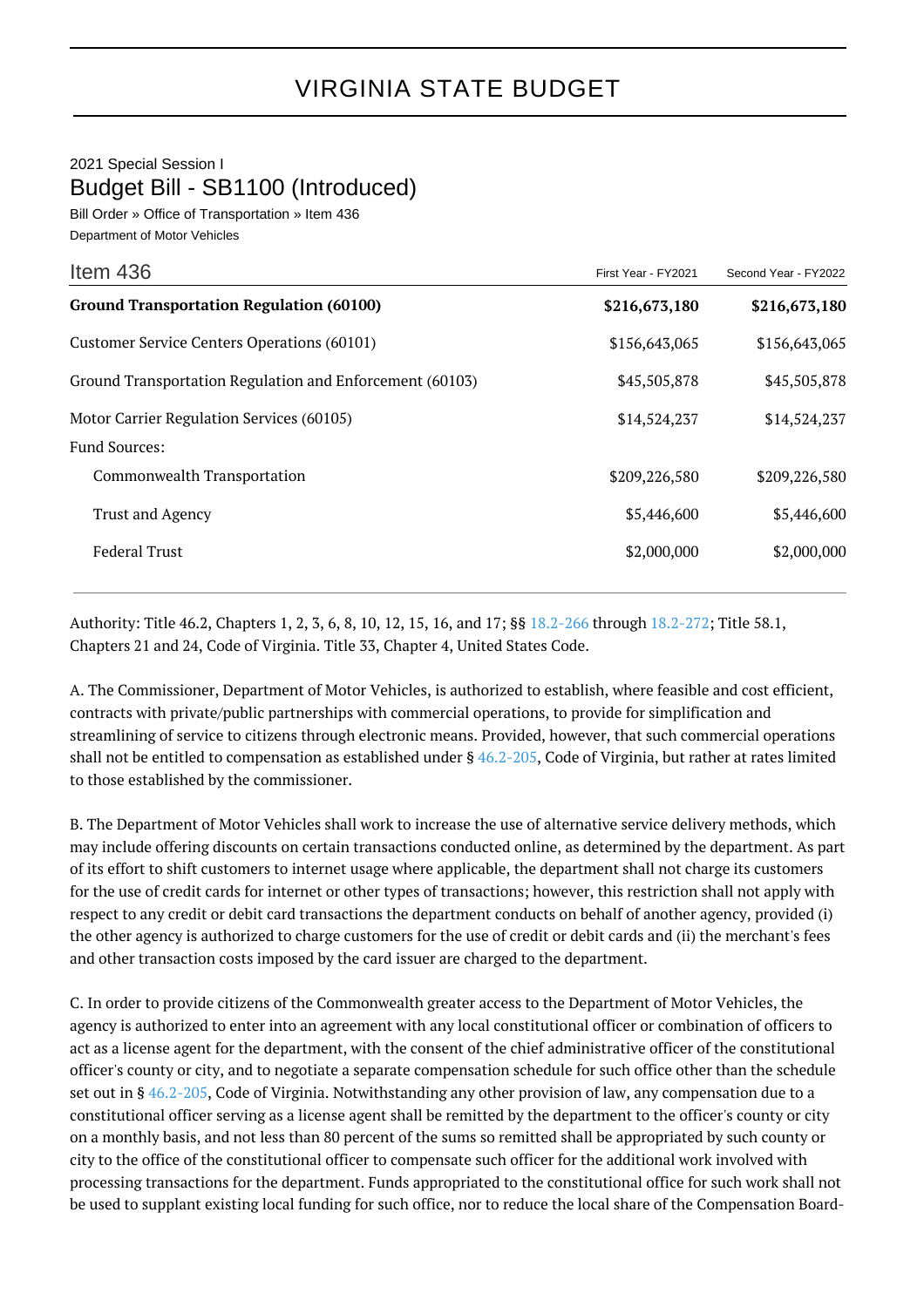# VIRGINIA STATE BUDGET

2021 Special Session I

## Budget Bill - SB1100 (Introduced)

Bill Order » Office of Transportation » Item 436

Department of Motor Vehicles

| Item 436 | First Year - FY2021 | Second Year - FY2022 |
|---|---|---|
| **Ground Transportation Regulation (60100)** | **$216,673,180** | **$216,673,180** |
| Customer Service Centers Operations (60101) | $156,643,065 | $156,643,065 |
| Ground Transportation Regulation and Enforcement (60103) | $45,505,878 | $45,505,878 |
| Motor Carrier Regulation Services (60105) | $14,524,237 | $14,524,237 |
| Fund Sources: | | |
| Commonwealth Transportation | $209,226,580 | $209,226,580 |
| Trust and Agency | $5,446,600 | $5,446,600 |
| Federal Trust | $2,000,000 | $2,000,000 |

Authority: Title 46.2, Chapters 1, 2, 3, 6, 8, 10, 12, 15, 16, and 17; §§ 18.2-266 through 18.2-272; Title 58.1, Chapters 21 and 24, Code of Virginia. Title 33, Chapter 4, United States Code.

A. The Commissioner, Department of Motor Vehicles, is authorized to establish, where feasible and cost efficient, contracts with private/public partnerships with commercial operations, to provide for simplification and streamlining of service to citizens through electronic means. Provided, however, that such commercial operations shall not be entitled to compensation as established under § 46.2-205, Code of Virginia, but rather at rates limited to those established by the commissioner.

B. The Department of Motor Vehicles shall work to increase the use of alternative service delivery methods, which may include offering discounts on certain transactions conducted online, as determined by the department. As part of its effort to shift customers to internet usage where applicable, the department shall not charge its customers for the use of credit cards for internet or other types of transactions; however, this restriction shall not apply with respect to any credit or debit card transactions the department conducts on behalf of another agency, provided (i) the other agency is authorized to charge customers for the use of credit or debit cards and (ii) the merchant's fees and other transaction costs imposed by the card issuer are charged to the department.

C. In order to provide citizens of the Commonwealth greater access to the Department of Motor Vehicles, the agency is authorized to enter into an agreement with any local constitutional officer or combination of officers to act as a license agent for the department, with the consent of the chief administrative officer of the constitutional officer's county or city, and to negotiate a separate compensation schedule for such office other than the schedule set out in § 46.2-205, Code of Virginia. Notwithstanding any other provision of law, any compensation due to a constitutional officer serving as a license agent shall be remitted by the department to the officer's county or city on a monthly basis, and not less than 80 percent of the sums so remitted shall be appropriated by such county or city to the office of the constitutional officer to compensate such officer for the additional work involved with processing transactions for the department. Funds appropriated to the constitutional office for such work shall not be used to supplant existing local funding for such office, nor to reduce the local share of the Compensation Board-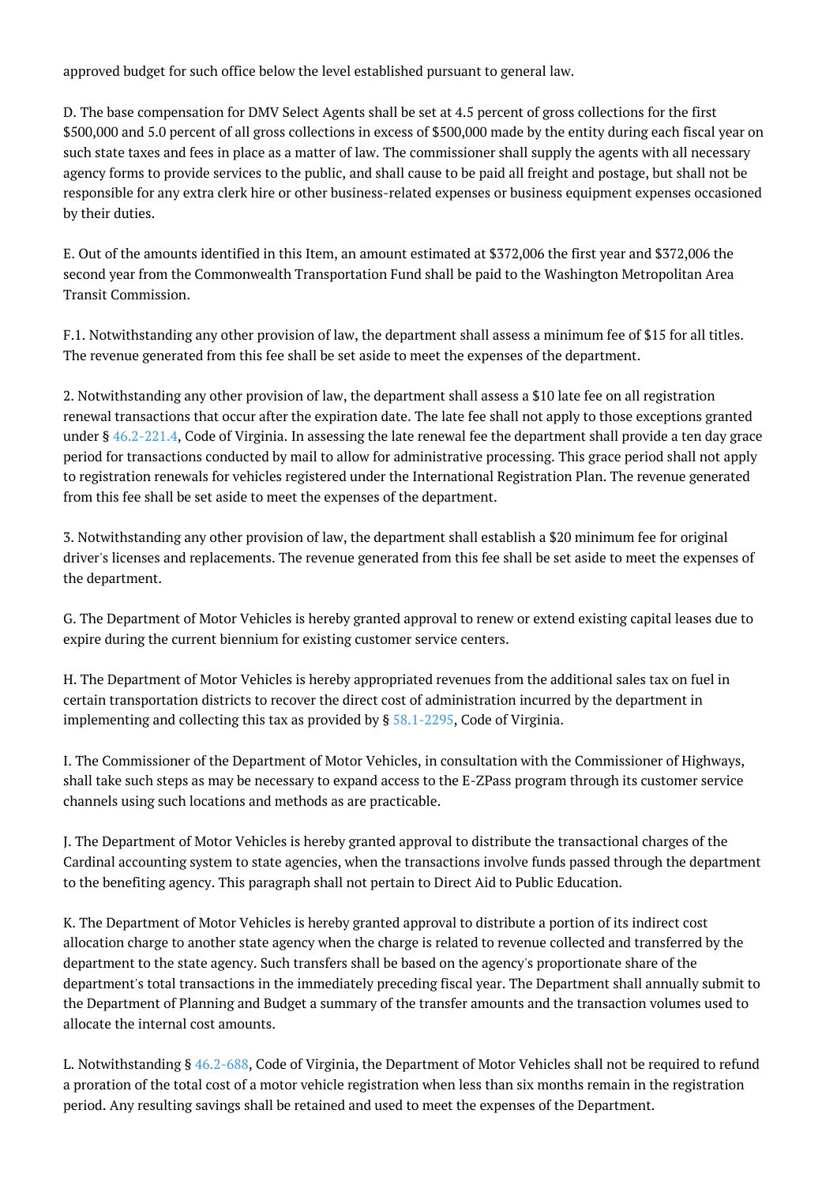approved budget for such office below the level established pursuant to general law.

D. The base compensation for DMV Select Agents shall be set at 4.5 percent of gross collections for the first $500,000 and 5.0 percent of all gross collections in excess of $500,000 made by the entity during each fiscal year on such state taxes and fees in place as a matter of law. The commissioner shall supply the agents with all necessary agency forms to provide services to the public, and shall cause to be paid all freight and postage, but shall not be responsible for any extra clerk hire or other business-related expenses or business equipment expenses occasioned by their duties.

E. Out of the amounts identified in this Item, an amount estimated at $372,006 the first year and $372,006 the second year from the Commonwealth Transportation Fund shall be paid to the Washington Metropolitan Area Transit Commission.

F.1. Notwithstanding any other provision of law, the department shall assess a minimum fee of $15 for all titles. The revenue generated from this fee shall be set aside to meet the expenses of the department.

2. Notwithstanding any other provision of law, the department shall assess a $10 late fee on all registration renewal transactions that occur after the expiration date. The late fee shall not apply to those exceptions granted under § 46.2-221.4, Code of Virginia. In assessing the late renewal fee the department shall provide a ten day grace period for transactions conducted by mail to allow for administrative processing. This grace period shall not apply to registration renewals for vehicles registered under the International Registration Plan. The revenue generated from this fee shall be set aside to meet the expenses of the department.

3. Notwithstanding any other provision of law, the department shall establish a $20 minimum fee for original driver's licenses and replacements. The revenue generated from this fee shall be set aside to meet the expenses of the department.

G. The Department of Motor Vehicles is hereby granted approval to renew or extend existing capital leases due to expire during the current biennium for existing customer service centers.

H. The Department of Motor Vehicles is hereby appropriated revenues from the additional sales tax on fuel in certain transportation districts to recover the direct cost of administration incurred by the department in implementing and collecting this tax as provided by § 58.1-2295, Code of Virginia.

I. The Commissioner of the Department of Motor Vehicles, in consultation with the Commissioner of Highways, shall take such steps as may be necessary to expand access to the E-ZPass program through its customer service channels using such locations and methods as are practicable.

J. The Department of Motor Vehicles is hereby granted approval to distribute the transactional charges of the Cardinal accounting system to state agencies, when the transactions involve funds passed through the department to the benefiting agency. This paragraph shall not pertain to Direct Aid to Public Education.

K. The Department of Motor Vehicles is hereby granted approval to distribute a portion of its indirect cost allocation charge to another state agency when the charge is related to revenue collected and transferred by the department to the state agency. Such transfers shall be based on the agency's proportionate share of the department's total transactions in the immediately preceding fiscal year. The Department shall annually submit to the Department of Planning and Budget a summary of the transfer amounts and the transaction volumes used to allocate the internal cost amounts.

L. Notwithstanding § 46.2-688, Code of Virginia, the Department of Motor Vehicles shall not be required to refund a proration of the total cost of a motor vehicle registration when less than six months remain in the registration period. Any resulting savings shall be retained and used to meet the expenses of the Department.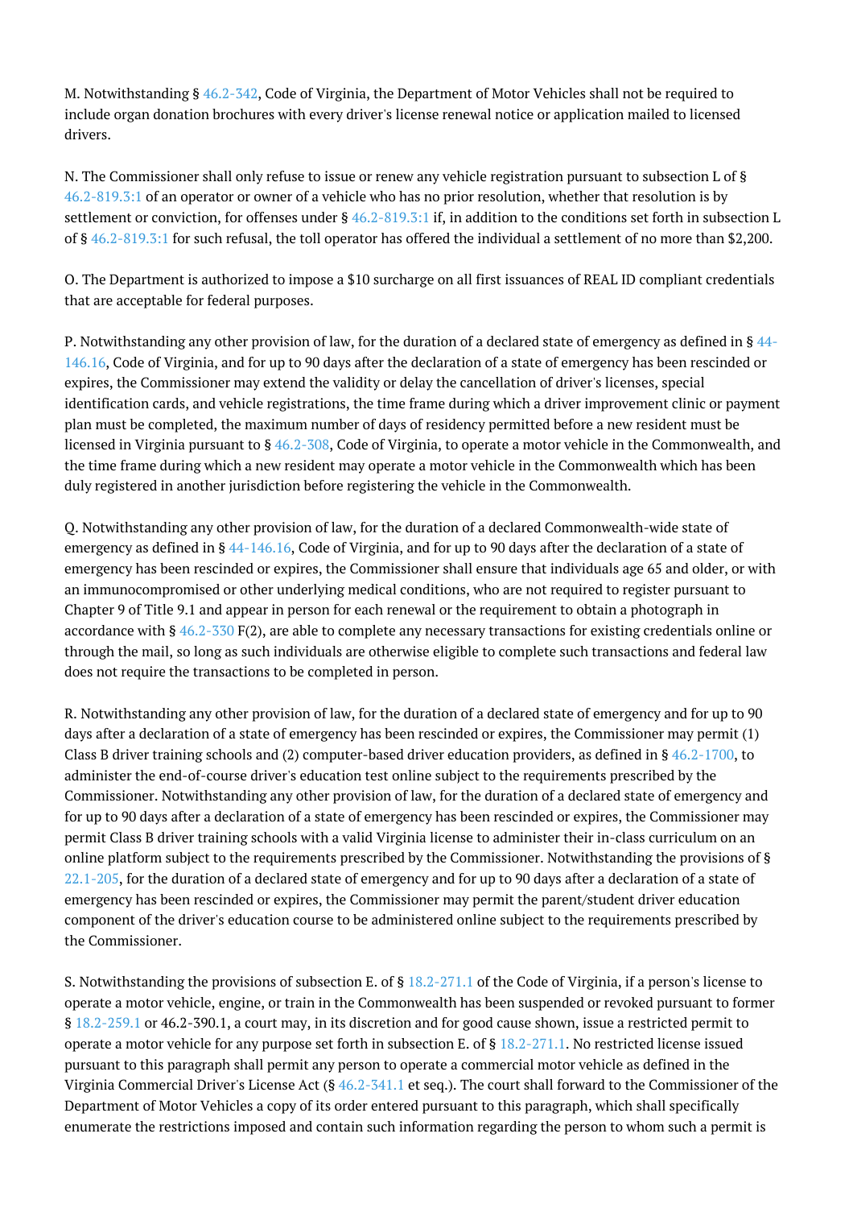M. Notwithstanding § 46.2-342, Code of Virginia, the Department of Motor Vehicles shall not be required to include organ donation brochures with every driver's license renewal notice or application mailed to licensed drivers.

N. The Commissioner shall only refuse to issue or renew any vehicle registration pursuant to subsection L of § 46.2-819.3:1 of an operator or owner of a vehicle who has no prior resolution, whether that resolution is by settlement or conviction, for offenses under § 46.2-819.3:1 if, in addition to the conditions set forth in subsection L of § 46.2-819.3:1 for such refusal, the toll operator has offered the individual a settlement of no more than $2,200.

O. The Department is authorized to impose a $10 surcharge on all first issuances of REAL ID compliant credentials that are acceptable for federal purposes.

P. Notwithstanding any other provision of law, for the duration of a declared state of emergency as defined in § 44-146.16, Code of Virginia, and for up to 90 days after the declaration of a state of emergency has been rescinded or expires, the Commissioner may extend the validity or delay the cancellation of driver's licenses, special identification cards, and vehicle registrations, the time frame during which a driver improvement clinic or payment plan must be completed, the maximum number of days of residency permitted before a new resident must be licensed in Virginia pursuant to § 46.2-308, Code of Virginia, to operate a motor vehicle in the Commonwealth, and the time frame during which a new resident may operate a motor vehicle in the Commonwealth which has been duly registered in another jurisdiction before registering the vehicle in the Commonwealth.

Q. Notwithstanding any other provision of law, for the duration of a declared Commonwealth-wide state of emergency as defined in § 44-146.16, Code of Virginia, and for up to 90 days after the declaration of a state of emergency has been rescinded or expires, the Commissioner shall ensure that individuals age 65 and older, or with an immunocompromised or other underlying medical conditions, who are not required to register pursuant to Chapter 9 of Title 9.1 and appear in person for each renewal or the requirement to obtain a photograph in accordance with § 46.2-330 F(2), are able to complete any necessary transactions for existing credentials online or through the mail, so long as such individuals are otherwise eligible to complete such transactions and federal law does not require the transactions to be completed in person.

R. Notwithstanding any other provision of law, for the duration of a declared state of emergency and for up to 90 days after a declaration of a state of emergency has been rescinded or expires, the Commissioner may permit (1) Class B driver training schools and (2) computer-based driver education providers, as defined in § 46.2-1700, to administer the end-of-course driver's education test online subject to the requirements prescribed by the Commissioner. Notwithstanding any other provision of law, for the duration of a declared state of emergency and for up to 90 days after a declaration of a state of emergency has been rescinded or expires, the Commissioner may permit Class B driver training schools with a valid Virginia license to administer their in-class curriculum on an online platform subject to the requirements prescribed by the Commissioner. Notwithstanding the provisions of § 22.1-205, for the duration of a declared state of emergency and for up to 90 days after a declaration of a state of emergency has been rescinded or expires, the Commissioner may permit the parent/student driver education component of the driver's education course to be administered online subject to the requirements prescribed by the Commissioner.

S. Notwithstanding the provisions of subsection E. of § 18.2-271.1 of the Code of Virginia, if a person's license to operate a motor vehicle, engine, or train in the Commonwealth has been suspended or revoked pursuant to former § 18.2-259.1 or 46.2-390.1, a court may, in its discretion and for good cause shown, issue a restricted permit to operate a motor vehicle for any purpose set forth in subsection E. of § 18.2-271.1. No restricted license issued pursuant to this paragraph shall permit any person to operate a commercial motor vehicle as defined in the Virginia Commercial Driver's License Act (§ 46.2-341.1 et seq.). The court shall forward to the Commissioner of the Department of Motor Vehicles a copy of its order entered pursuant to this paragraph, which shall specifically enumerate the restrictions imposed and contain such information regarding the person to whom such a permit is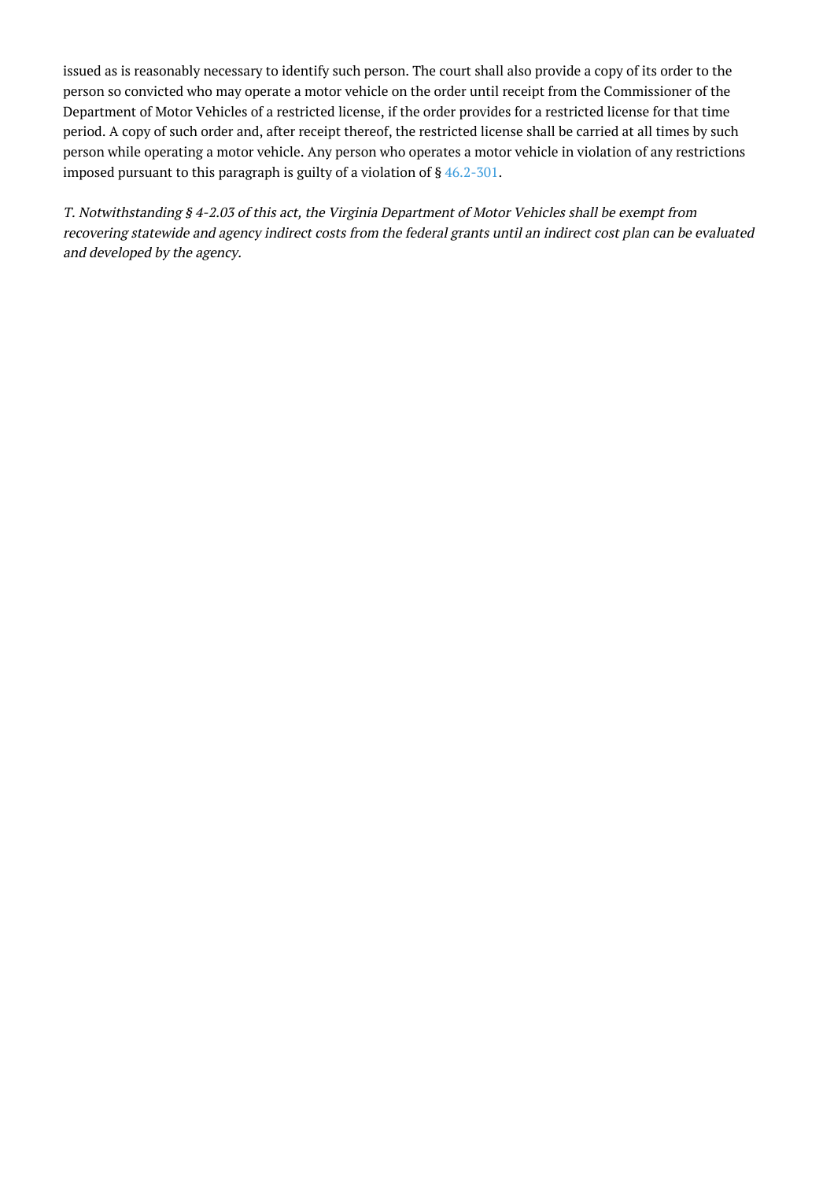issued as is reasonably necessary to identify such person. The court shall also provide a copy of its order to the person so convicted who may operate a motor vehicle on the order until receipt from the Commissioner of the Department of Motor Vehicles of a restricted license, if the order provides for a restricted license for that time period. A copy of such order and, after receipt thereof, the restricted license shall be carried at all times by such person while operating a motor vehicle. Any person who operates a motor vehicle in violation of any restrictions imposed pursuant to this paragraph is guilty of a violation of § 46.2-301.

*T. Notwithstanding § 4-2.03 of this act, the Virginia Department of Motor Vehicles shall be exempt from recovering statewide and agency indirect costs from the federal grants until an indirect cost plan can be evaluated and developed by the agency.*